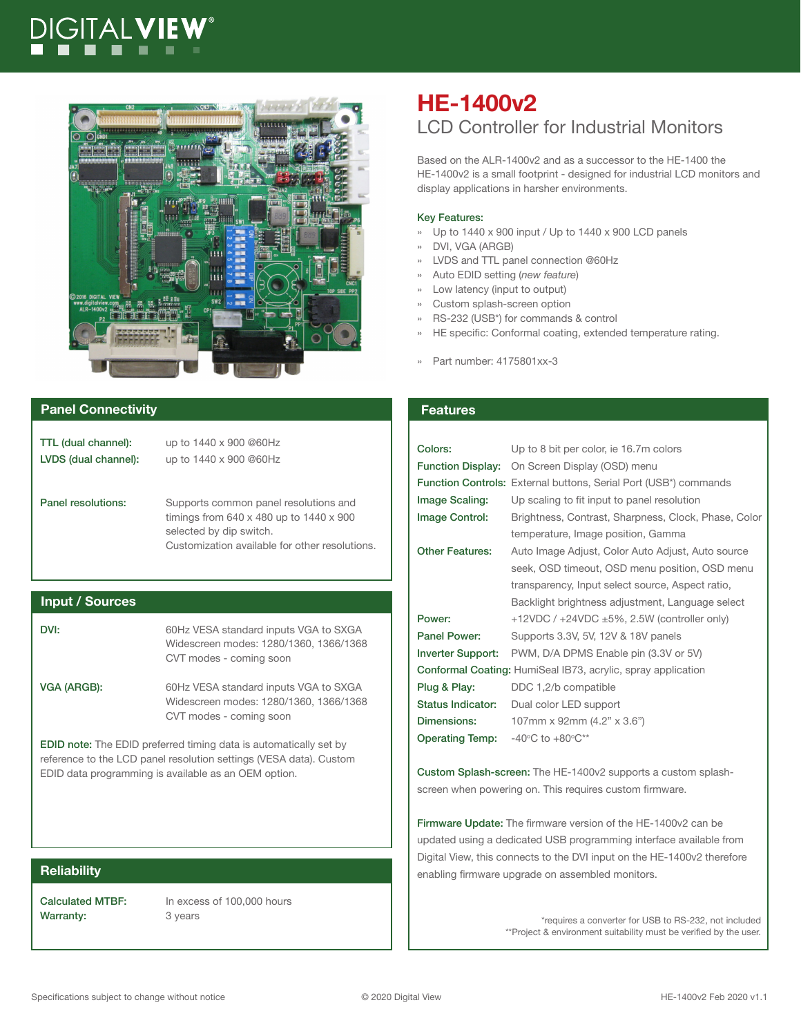# HE-1400v2

## LCD Controller for Industrial Monitors

Based on the ALR-1400v2 and as a successor to the HE-1400 the HE-1400v2 is a small footprint - designed for industrial LCD monitors and display applications in harsher environments.

**Key Features:**

- Up to 1440 x 900 input / Up to 1440 x 900 LCD panels
- DVI, VGA (ARGB)
- LVDS and TTL panel connection @60Hz
- Auto EDID setting (*new feature*)
- Low latency (input to output)
- Custom splash-screen option
- RS-232 (USB*) for commands & control
- HE specific: Conformal coating, extended temperature rating.

- Part number: 4175801xx-3

## Panel Connectivity

| | |
|---|---|
| TTL (dual channel): | up to 1440 x 900 @60Hz |
| LVDS (dual channel): | up to 1440 x 900 @60Hz |
| Panel resolutions: | Supports common panel resolutions and timings from 640 x 480 up to 1440 x 900 selected by dip switch. Customization available for other resolutions. |

## Input / Sources

| | |
|---|---|
| DVI: | 60Hz VESA standard inputs VGA to SXGA Widescreen modes: 1280/1360, 1366/1368 CVT modes - coming soon |
| VGA (ARGB): | 60Hz VESA standard inputs VGA to SXGA Widescreen modes: 1280/1360, 1366/1368 CVT modes - coming soon |

**EDID note:** The EDID preferred timing data is automatically set by reference to the LCD panel resolution settings (VESA data). Custom EDID data programming is available as an OEM option.

## Reliability

| | |
|---|---|
| Calculated MTBF: | In excess of 100,000 hours |
| Warranty: | 3 years |

## Features

| | |
|---|---|
| Colors: | Up to 8 bit per color, ie 16.7m colors |
| Function Display: | On Screen Display (OSD) menu |
| Function Controls: | External buttons, Serial Port (USB*) commands |
| Image Scaling: | Up scaling to fit input to panel resolution |
| Image Control: | Brightness, Contrast, Sharpness, Clock, Phase, Color temperature, Image position, Gamma |
| Other Features: | Auto Image Adjust, Color Auto Adjust, Auto source seek, OSD timeout, OSD menu position, OSD menu transparency, Input select source, Aspect ratio, Backlight brightness adjustment, Language select |
| Power: | +12VDC / +24VDC ±5%, 2.5W (controller only) |
| Panel Power: | Supports 3.3V, 5V, 12V & 18V panels |
| Inverter Support: | PWM, D/A DPMS Enable pin (3.3V or 5V) |
| Conformal Coating: | HumiSeal IB73, acrylic, spray application |
| Plug & Play: | DDC 1,2/b compatible |
| Status Indicator: | Dual color LED support |
| Dimensions: | 107mm x 92mm (4.2" x 3.6") |
| Operating Temp: | -40°C to +80°C** |

**Custom Splash-screen:** The HE-1400v2 supports a custom splash-screen when powering on. This requires custom firmware.

**Firmware Update:** The firmware version of the HE-1400v2 can be updated using a dedicated USB programming interface available from Digital View, this connects to the DVI input on the HE-1400v2 therefore enabling firmware upgrade on assembled monitors.

*requires a converter for USB to RS-232, not included
**Project & environment suitability must be verified by the user.

Specifications subject to change without notice © 2020 Digital View HE-1400v2 Feb 2020 v1.1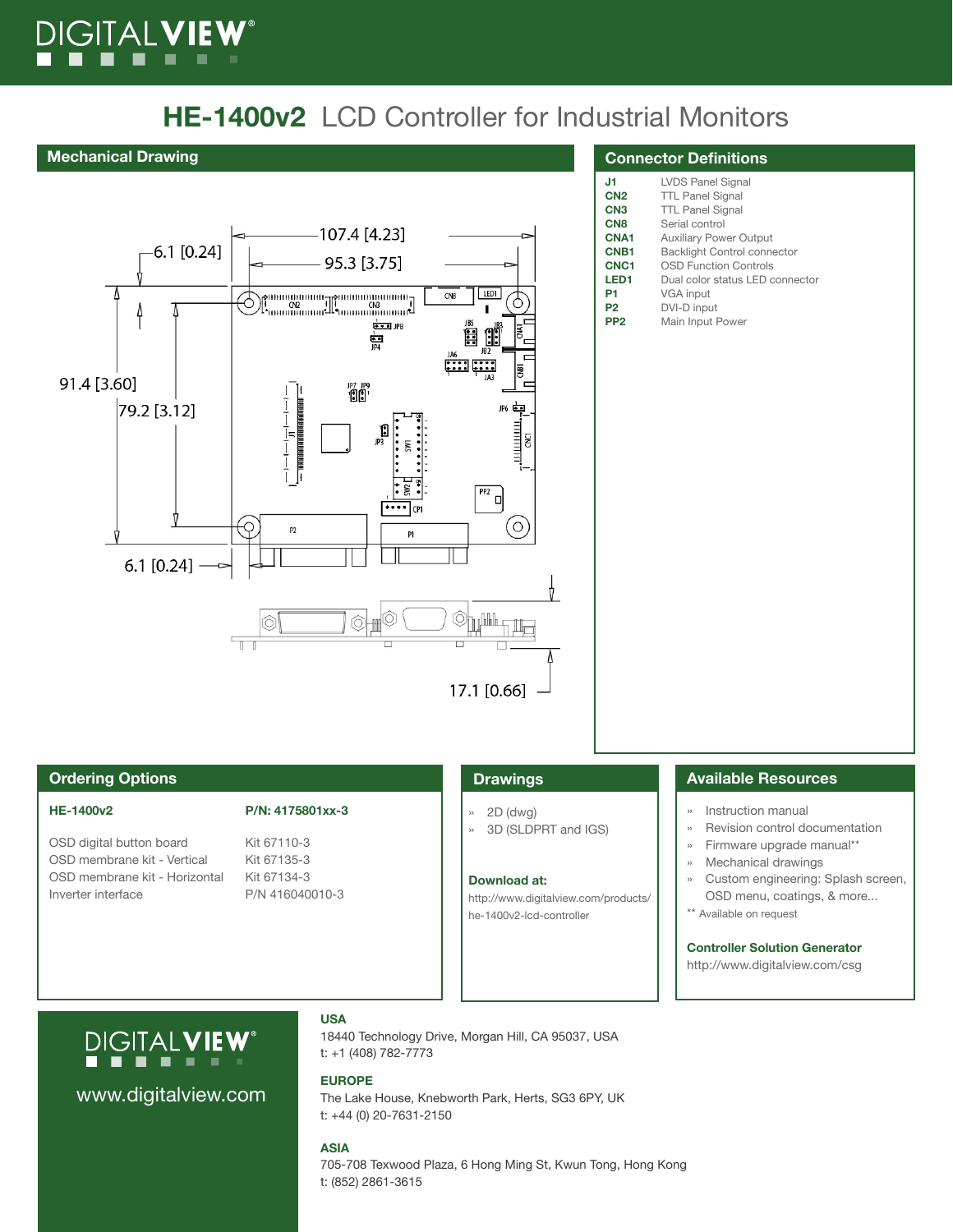# HE-1400v2 LCD Controller for Industrial Monitors

## Mechanical Drawing

107.4 [4.23]
95.3 [3.75]
6.1 [0.24]
91.4 [3.60]
79.2 [3.12]
6.1 [0.24]
17.1 [0.66]

## Connector Definitions

| | |
|---|---|
| **J1** | LVDS Panel Signal |
| **CN2** | TTL Panel Signal |
| **CN3** | TTL Panel Signal |
| **CN8** | Serial control |
| **CNA1** | Auxiliary Power Output |
| **CNB1** | Backlight Control connector |
| **CNC1** | OSD Function Controls |
| **LED1** | Dual color status LED connector |
| **P1** | VGA input |
| **P2** | DVI-D input |
| **PP2** | Main Input Power |

## Ordering Options

| **HE-1400v2** | **P/N: 4175801xx-3** |
|---|---|
| OSD digital button board | Kit 67110-3 |
| OSD membrane kit - Vertical | Kit 67135-3 |
| OSD membrane kit - Horizontal | Kit 67134-3 |
| Inverter interface | P/N 416040010-3 |

## Drawings

- 2D (dwg)
- 3D (SLDPRT and IGS)

**Download at:**
http://www.digitalview.com/products/he-1400v2-lcd-controller

## Available Resources

- Instruction manual
- Revision control documentation
- Firmware upgrade manual**
- Mechanical drawings
- Custom engineering: Splash screen, OSD menu, coatings, & more...

** Available on request

**Controller Solution Generator**
http://www.digitalview.com/csg

DIGITALVIEW
www.digitalview.com

**USA**
18440 Technology Drive, Morgan Hill, CA 95037, USA
t: +1 (408) 782-7773

**EUROPE**
The Lake House, Knebworth Park, Herts, SG3 6PY, UK
t: +44 (0) 20-7631-2150

**ASIA**
705-708 Texwood Plaza, 6 Hong Ming St, Kwun Tong, Hong Kong
t: (852) 2861-3615